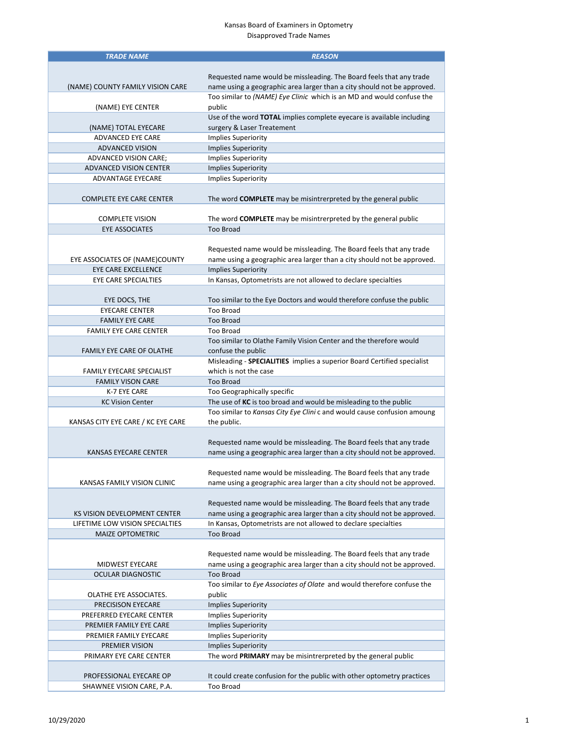Kansas Board of Examiners in Optometry

Disapproved Trade Names

| *TRADE NAME* | *REASON* |
|---|---|
| (NAME) COUNTY FAMILY VISION CARE | Requested name would be missleading. The Board feels that any trade name using a geographic area larger than a city should not be approved. |
| (NAME) EYE CENTER | Too similar to *(NAME) Eye Clinic* which is an MD and would confuse the public |
| (NAME) TOTAL EYECARE | Use of the word **TOTAL** implies complete eyecare is available including surgery & Laser Treatement |
| ADVANCED EYE CARE | Implies Superiority |
| ADVANCED VISION | Implies Superiority |
| ADVANCED VISION CARE; | Implies Superiority |
| ADVANCED VISION CENTER | Implies Superiority |
| ADVANTAGE EYECARE | Implies Superiority |
| COMPLETE EYE CARE CENTER | The word **COMPLETE** may be misintrerpreted by the general public |
| COMPLETE VISION | The word **COMPLETE** may be misintrerpreted by the general public |
| EYE ASSOCIATES | Too Broad |
| EYE ASSOCIATES OF (NAME)COUNTY | Requested name would be missleading. The Board feels that any trade name using a geographic area larger than a city should not be approved. |
| EYE CARE EXCELLENCE | Implies Superiority |
| EYE CARE SPECIALTIES | In Kansas, Optometrists are not allowed to declare specialties |
| EYE DOCS, THE | Too similar to the Eye Doctors and would therefore confuse the public |
| EYECARE CENTER | Too Broad |
| FAMILY EYE CARE | Too Broad |
| FAMILY EYE CARE CENTER | Too Broad |
| FAMILY EYE CARE OF OLATHE | Too similar to Olathe Family Vision Center and the therefore would confuse the public |
| FAMILY EYECARE SPECIALIST | Misleading - **SPECIALITIES** implies a superior Board Certified specialist which is not the case |
| FAMILY VISON CARE | Too Broad |
| K-7 EYE CARE | Too Geographically specific |
| KC Vision Center | The use of **KC** is too broad and would be misleading to the public |
| KANSAS CITY EYE CARE / KC EYE CARE | Too similar to *Kansas City Eye Clini* c and would cause confusion amoung the public. |
| KANSAS EYECARE CENTER | Requested name would be missleading. The Board feels that any trade name using a geographic area larger than a city should not be approved. |
| KANSAS FAMILY VISION CLINIC | Requested name would be missleading. The Board feels that any trade name using a geographic area larger than a city should not be approved. |
| KS VISION DEVELOPMENT CENTER | Requested name would be missleading. The Board feels that any trade name using a geographic area larger than a city should not be approved. |
| LIFETIME LOW VISION SPECIALTIES | In Kansas, Optometrists are not allowed to declare specialties |
| MAIZE OPTOMETRIC | Too Broad |
| MIDWEST EYECARE | Requested name would be missleading. The Board feels that any trade name using a geographic area larger than a city should not be approved. |
| OCULAR DIAGNOSTIC | Too Broad |
| OLATHE EYE ASSOCIATES. | Too similar to *Eye Associates of Olate* and would therefore confuse the public |
| PRECISISON EYECARE | Implies Superiority |
| PREFERRED EYECARE CENTER | Implies Superiority |
| PREMIER FAMILY EYE CARE | Implies Superiority |
| PREMIER FAMILY EYECARE | Implies Superiority |
| PREMIER VISION | Implies Superiority |
| PRIMARY EYE CARE CENTER | The word **PRIMARY** may be misintrerpreted by the general public |
| PROFESSIONAL EYECARE OP | It could create confusion for the public with other optometry practices |
| SHAWNEE VISION CARE, P.A. | Too Broad |

10/29/2020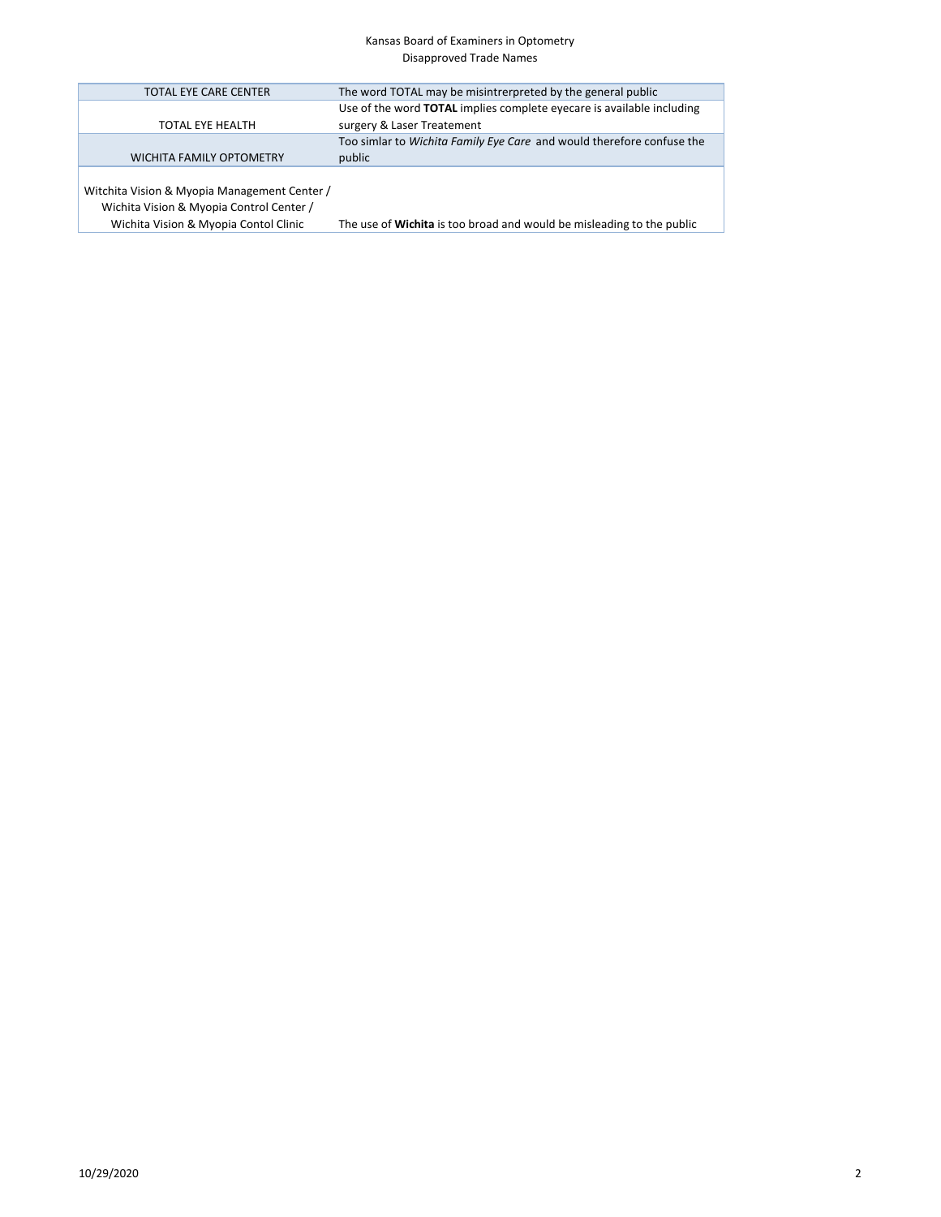Kansas Board of Examiners in Optometry
Disapproved Trade Names

| | |
|---|---|
| TOTAL EYE CARE CENTER | The word TOTAL may be misintrerpreted by the general public |
| TOTAL EYE HEALTH | Use of the word **TOTAL** implies complete eyecare is available including surgery & Laser Treatement |
| WICHITA FAMILY OPTOMETRY | Too simlar to *Wichita Family Eye Care* and would therefore confuse the public |
| Witchita Vision & Myopia Management Center / Wichita Vision & Myopia Control Center / Wichita Vision & Myopia Contol Clinic | The use of **Wichita** is too broad and would be misleading to the public |

10/29/2020